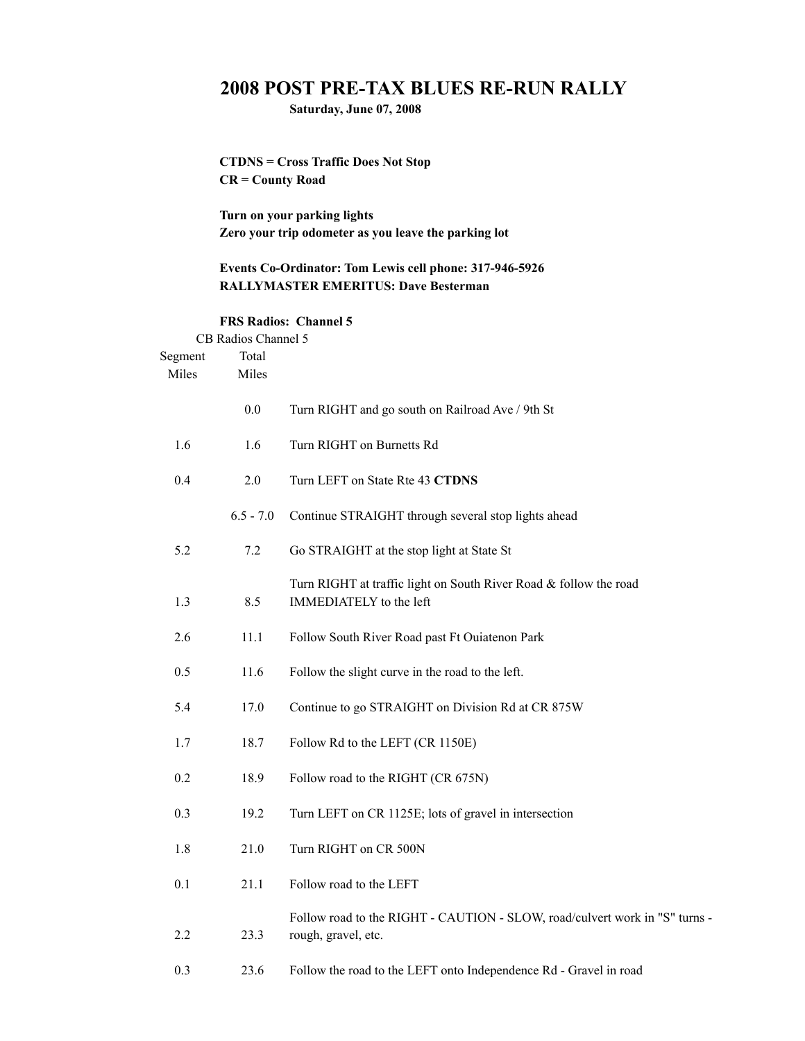# 2008 POST PRE-TAX BLUES RE-RUN RALLY

**Saturday, June 07, 2008**

**CTDNS = Cross Traffic Does Not Stop**
**CR = County Road**

**Turn on your parking lights**
**Zero your trip odometer as you leave the parking lot**

**Events Co-Ordinator: Tom Lewis cell phone: 317-946-5926**
**RALLYMASTER EMERITUS: Dave Besterman**

**FRS Radios: Channel 5**
CB Radios Channel 5

| Segment Miles | Total Miles | |
|---|---|---|
| | 0.0 | Turn RIGHT and go south on Railroad Ave / 9th St |
| 1.6 | 1.6 | Turn RIGHT on Burnetts Rd |
| 0.4 | 2.0 | Turn LEFT on State Rte 43 **CTDNS** |
| | 6.5 - 7.0 | Continue STRAIGHT through several stop lights ahead |
| 5.2 | 7.2 | Go STRAIGHT at the stop light at State St |
| 1.3 | 8.5 | Turn RIGHT at traffic light on South River Road & follow the road IMMEDIATELY to the left |
| 2.6 | 11.1 | Follow South River Road past Ft Ouiatenon Park |
| 0.5 | 11.6 | Follow the slight curve in the road to the left. |
| 5.4 | 17.0 | Continue to go STRAIGHT on Division Rd at CR 875W |
| 1.7 | 18.7 | Follow Rd to the LEFT (CR 1150E) |
| 0.2 | 18.9 | Follow road to the RIGHT (CR 675N) |
| 0.3 | 19.2 | Turn LEFT on CR 1125E; lots of gravel in intersection |
| 1.8 | 21.0 | Turn RIGHT on CR 500N |
| 0.1 | 21.1 | Follow road to the LEFT |
| 2.2 | 23.3 | Follow road to the RIGHT - CAUTION - SLOW, road/culvert work in "S" turns - rough, gravel, etc. |
| 0.3 | 23.6 | Follow the road to the LEFT onto Independence Rd - Gravel in road |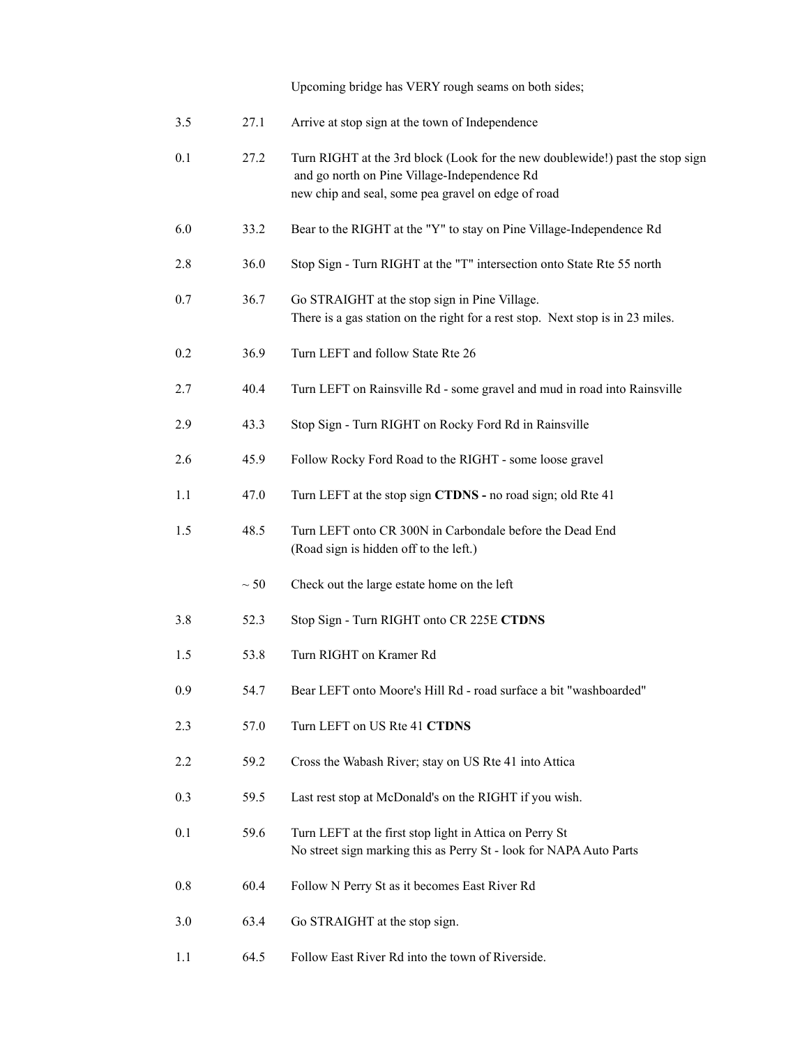| | | |
|---|---|---|
| | | Upcoming bridge has VERY rough seams on both sides; |
| 3.5 | 27.1 | Arrive at stop sign at the town of Independence |
| 0.1 | 27.2 | Turn RIGHT at the 3rd block (Look for the new doublewide!) past the stop sign and go north on Pine Village-Independence Rd<br>new chip and seal, some pea gravel on edge of road |
| 6.0 | 33.2 | Bear to the RIGHT at the "Y" to stay on Pine Village-Independence Rd |
| 2.8 | 36.0 | Stop Sign - Turn RIGHT at the "T" intersection onto State Rte 55 north |
| 0.7 | 36.7 | Go STRAIGHT at the stop sign in Pine Village.<br>There is a gas station on the right for a rest stop. Next stop is in 23 miles. |
| 0.2 | 36.9 | Turn LEFT and follow State Rte 26 |
| 2.7 | 40.4 | Turn LEFT on Rainsville Rd - some gravel and mud in road into Rainsville |
| 2.9 | 43.3 | Stop Sign - Turn RIGHT on Rocky Ford Rd in Rainsville |
| 2.6 | 45.9 | Follow Rocky Ford Road to the RIGHT - some loose gravel |
| 1.1 | 47.0 | Turn LEFT at the stop sign **CTDNS -** no road sign; old Rte 41 |
| 1.5 | 48.5 | Turn LEFT onto CR 300N in Carbondale before the Dead End<br>(Road sign is hidden off to the left.) |
| | ~ 50 | Check out the large estate home on the left |
| 3.8 | 52.3 | Stop Sign - Turn RIGHT onto CR 225E **CTDNS** |
| 1.5 | 53.8 | Turn RIGHT on Kramer Rd |
| 0.9 | 54.7 | Bear LEFT onto Moore's Hill Rd - road surface a bit "washboarded" |
| 2.3 | 57.0 | Turn LEFT on US Rte 41 **CTDNS** |
| 2.2 | 59.2 | Cross the Wabash River; stay on US Rte 41 into Attica |
| 0.3 | 59.5 | Last rest stop at McDonald's on the RIGHT if you wish. |
| 0.1 | 59.6 | Turn LEFT at the first stop light in Attica on Perry St<br>No street sign marking this as Perry St - look for NAPA Auto Parts |
| 0.8 | 60.4 | Follow N Perry St as it becomes East River Rd |
| 3.0 | 63.4 | Go STRAIGHT at the stop sign. |
| 1.1 | 64.5 | Follow East River Rd into the town of Riverside. |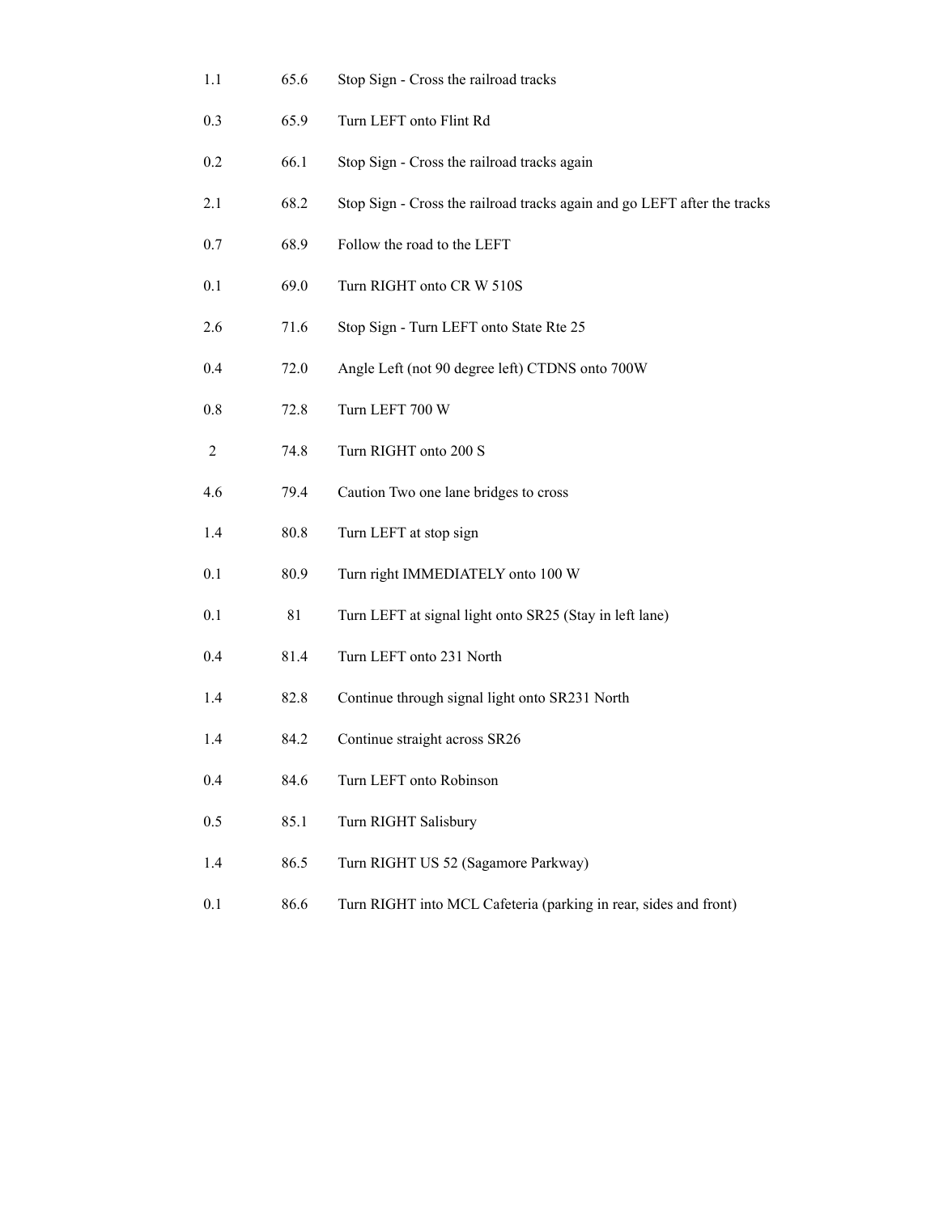| | | |
|---|---|---|
| 1.1 | 65.6 | Stop Sign - Cross the railroad tracks |
| 0.3 | 65.9 | Turn LEFT onto Flint Rd |
| 0.2 | 66.1 | Stop Sign - Cross the railroad tracks again |
| 2.1 | 68.2 | Stop Sign - Cross the railroad tracks again and go LEFT after the tracks |
| 0.7 | 68.9 | Follow the road to the LEFT |
| 0.1 | 69.0 | Turn RIGHT onto CR W 510S |
| 2.6 | 71.6 | Stop Sign - Turn LEFT onto State Rte 25 |
| 0.4 | 72.0 | Angle Left (not 90 degree left) CTDNS onto 700W |
| 0.8 | 72.8 | Turn LEFT 700 W |
| 2 | 74.8 | Turn RIGHT onto 200 S |
| 4.6 | 79.4 | Caution Two one lane bridges to cross |
| 1.4 | 80.8 | Turn LEFT at stop sign |
| 0.1 | 80.9 | Turn right IMMEDIATELY onto 100 W |
| 0.1 | 81 | Turn LEFT at signal light onto SR25 (Stay in left lane) |
| 0.4 | 81.4 | Turn LEFT onto 231 North |
| 1.4 | 82.8 | Continue through signal light onto SR231 North |
| 1.4 | 84.2 | Continue straight across SR26 |
| 0.4 | 84.6 | Turn LEFT onto Robinson |
| 0.5 | 85.1 | Turn RIGHT Salisbury |
| 1.4 | 86.5 | Turn RIGHT US 52 (Sagamore Parkway) |
| 0.1 | 86.6 | Turn RIGHT into MCL Cafeteria (parking in rear, sides and front) |